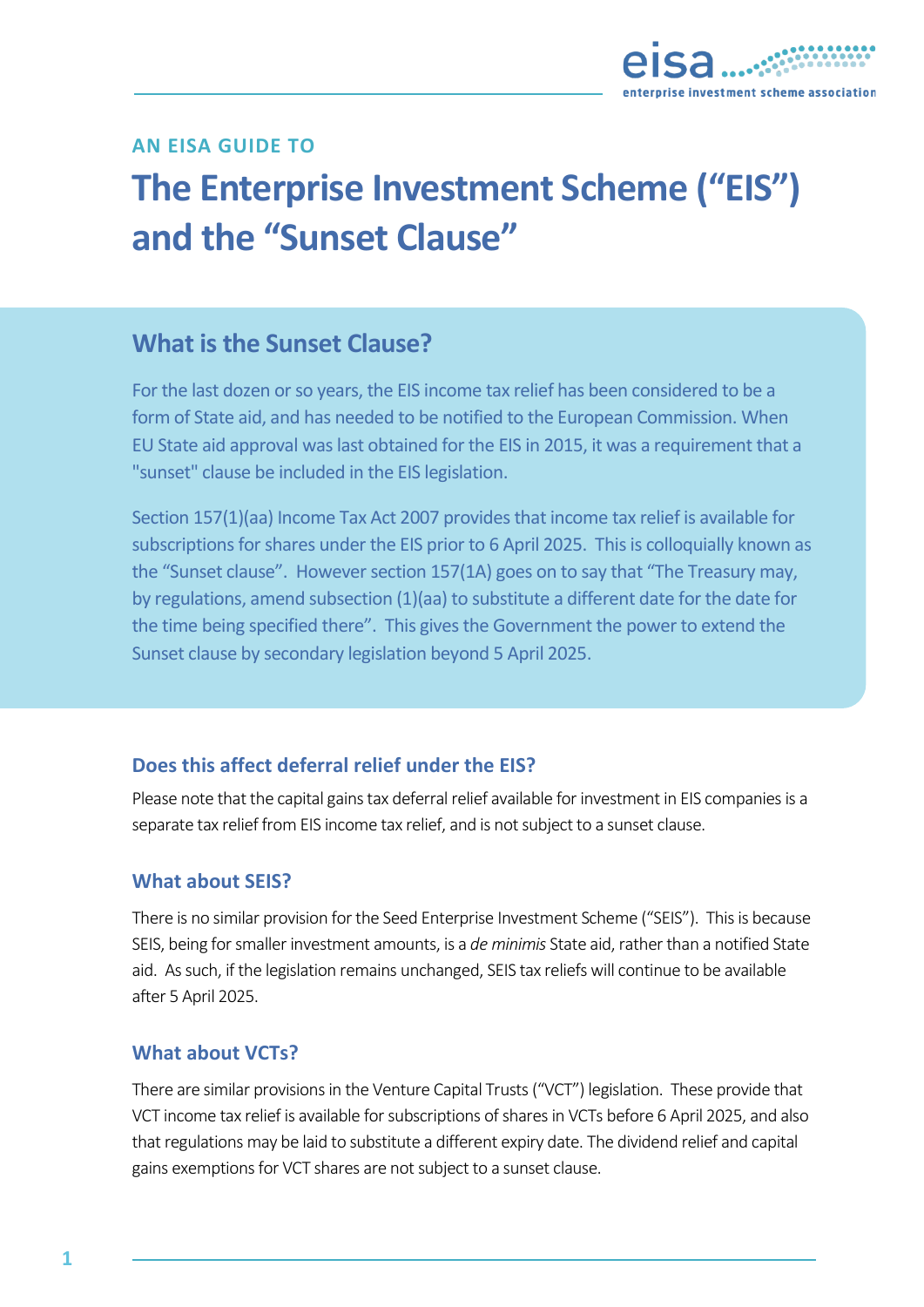AN EISA GUIDE TO

# The Enterprise Investment Scheme ("EIS") and the "Sunset Clause"

## What is the Sunset Clause?

For the last dozen or so years, the EIS income tax relief has been considered to be a form of State aid, and has needed to be notified to the European Commission. When EU State aid approval was last obtained for the EIS in 2015, it was a requirement that a "sunset" clause be included in the EIS legislation.

Section 157(1)(aa) Income Tax Act 2007 provides that income tax relief is available for subscriptions for shares under the EIS prior to 6 April 2025. This is colloquially known as the "Sunset clause". However section 157(1A) goes on to say that "The Treasury may, by regulations, amend subsection (1)(aa) to substitute a different date for the date for the time being specified there". This gives the Government the power to extend the Sunset clause by secondary legislation beyond 5 April 2025.

### Does this affect deferral relief under the EIS?

Please note that the capital gains tax deferral relief available for investment in EIS companies is a separate tax relief from EIS income tax relief, and is not subject to a sunset clause.

### What about SEIS?

There is no similar provision for the Seed Enterprise Investment Scheme ("SEIS"). This is because SEIS, being for smaller investment amounts, is a *de minimis* State aid, rather than a notified State aid. As such, if the legislation remains unchanged, SEIS tax reliefs will continue to be available after 5 April 2025.

### What about VCTs?

There are similar provisions in the Venture Capital Trusts ("VCT") legislation. These provide that VCT income tax relief is available for subscriptions of shares in VCTs before 6 April 2025, and also that regulations may be laid to substitute a different expiry date. The dividend relief and capital gains exemptions for VCT shares are not subject to a sunset clause.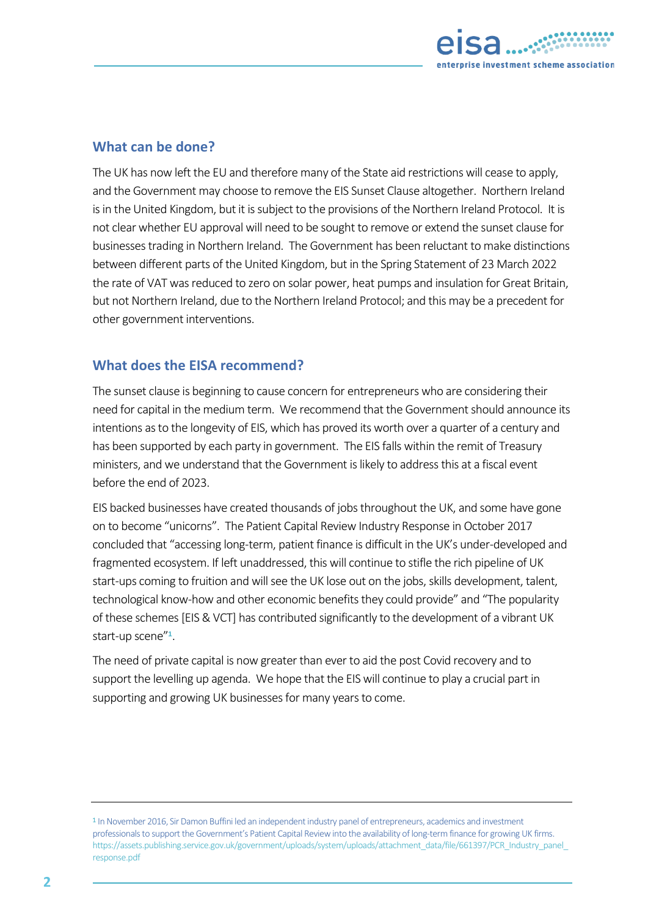## What can be done?

The UK has now left the EU and therefore many of the State aid restrictions will cease to apply, and the Government may choose to remove the EIS Sunset Clause altogether. Northern Ireland is in the United Kingdom, but it is subject to the provisions of the Northern Ireland Protocol. It is not clear whether EU approval will need to be sought to remove or extend the sunset clause for businesses trading in Northern Ireland. The Government has been reluctant to make distinctions between different parts of the United Kingdom, but in the Spring Statement of 23 March 2022 the rate of VAT was reduced to zero on solar power, heat pumps and insulation for Great Britain, but not Northern Ireland, due to the Northern Ireland Protocol; and this may be a precedent for other government interventions.

## What does the EISA recommend?

The sunset clause is beginning to cause concern for entrepreneurs who are considering their need for capital in the medium term. We recommend that the Government should announce its intentions as to the longevity of EIS, which has proved its worth over a quarter of a century and has been supported by each party in government. The EIS falls within the remit of Treasury ministers, and we understand that the Government is likely to address this at a fiscal event before the end of 2023.

EIS backed businesses have created thousands of jobs throughout the UK, and some have gone on to become "unicorns". The Patient Capital Review Industry Response in October 2017 concluded that "accessing long-term, patient finance is difficult in the UK's under-developed and fragmented ecosystem. If left unaddressed, this will continue to stifle the rich pipeline of UK start-ups coming to fruition and will see the UK lose out on the jobs, skills development, talent, technological know-how and other economic benefits they could provide" and "The popularity of these schemes [EIS & VCT] has contributed significantly to the development of a vibrant UK start-up scene"[1].

The need of private capital is now greater than ever to aid the post Covid recovery and to support the levelling up agenda. We hope that the EIS will continue to play a crucial part in supporting and growing UK businesses for many years to come.

---

[1] In November 2016, Sir Damon Buffini led an independent industry panel of entrepreneurs, academics and investment professionals to support the Government's Patient Capital Review into the availability of long-term finance for growing UK firms. https://assets.publishing.service.gov.uk/government/uploads/system/uploads/attachment_data/file/661397/PCR_Industry_panel_response.pdf